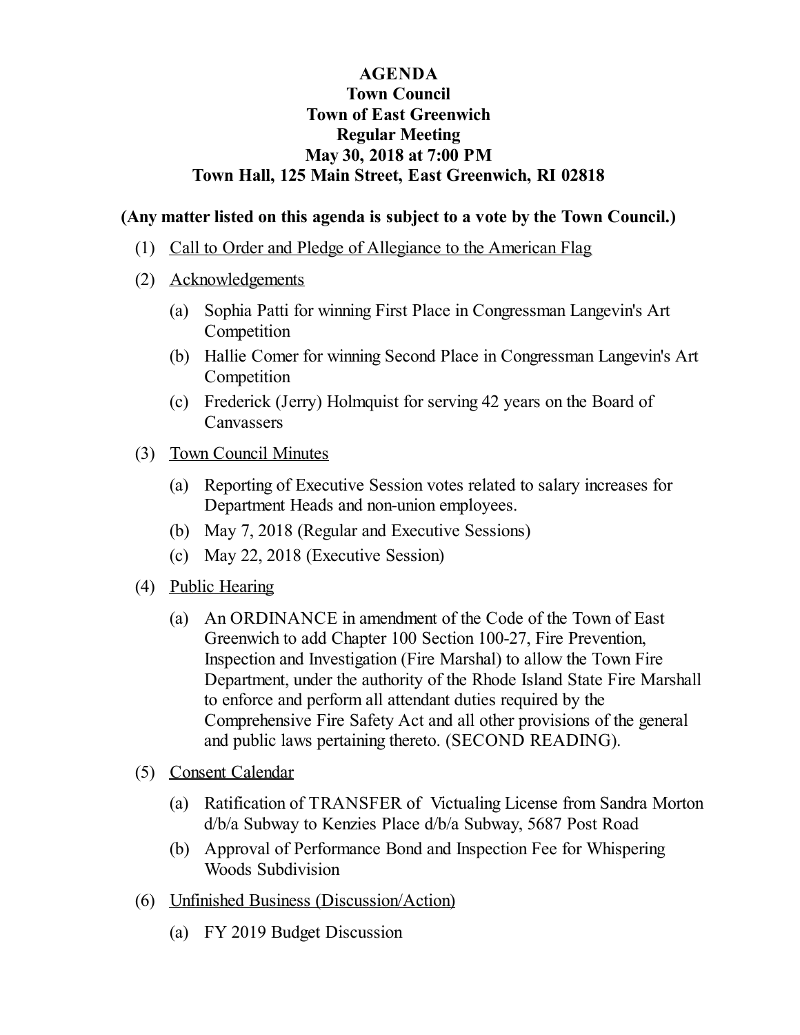# AGENDA
## Town Council
## Town of East Greenwich
## Regular Meeting
## May 30, 2018 at 7:00 PM
## Town Hall, 125 Main Street, East Greenwich, RI 02818

**(Any matter listed on this agenda is subject to a vote by the Town Council.)**

(1) Call to Order and Pledge of Allegiance to the American Flag

(2) Acknowledgements

- (a) Sophia Patti for winning First Place in Congressman Langevin's Art Competition
- (b) Hallie Comer for winning Second Place in Congressman Langevin's Art Competition
- (c) Frederick (Jerry) Holmquist for serving 42 years on the Board of Canvassers

(3) Town Council Minutes

- (a) Reporting of Executive Session votes related to salary increases for Department Heads and non-union employees.
- (b) May 7, 2018 (Regular and Executive Sessions)
- (c) May 22, 2018 (Executive Session)

(4) Public Hearing

- (a) An ORDINANCE in amendment of the Code of the Town of East Greenwich to add Chapter 100 Section 100-27, Fire Prevention, Inspection and Investigation (Fire Marshal) to allow the Town Fire Department, under the authority of the Rhode Island State Fire Marshall to enforce and perform all attendant duties required by the Comprehensive Fire Safety Act and all other provisions of the general and public laws pertaining thereto. (SECOND READING).

(5) Consent Calendar

- (a) Ratification of TRANSFER of Victualing License from Sandra Morton d/b/a Subway to Kenzies Place d/b/a Subway, 5687 Post Road
- (b) Approval of Performance Bond and Inspection Fee for Whispering Woods Subdivision

(6) Unfinished Business (Discussion/Action)

- (a) FY 2019 Budget Discussion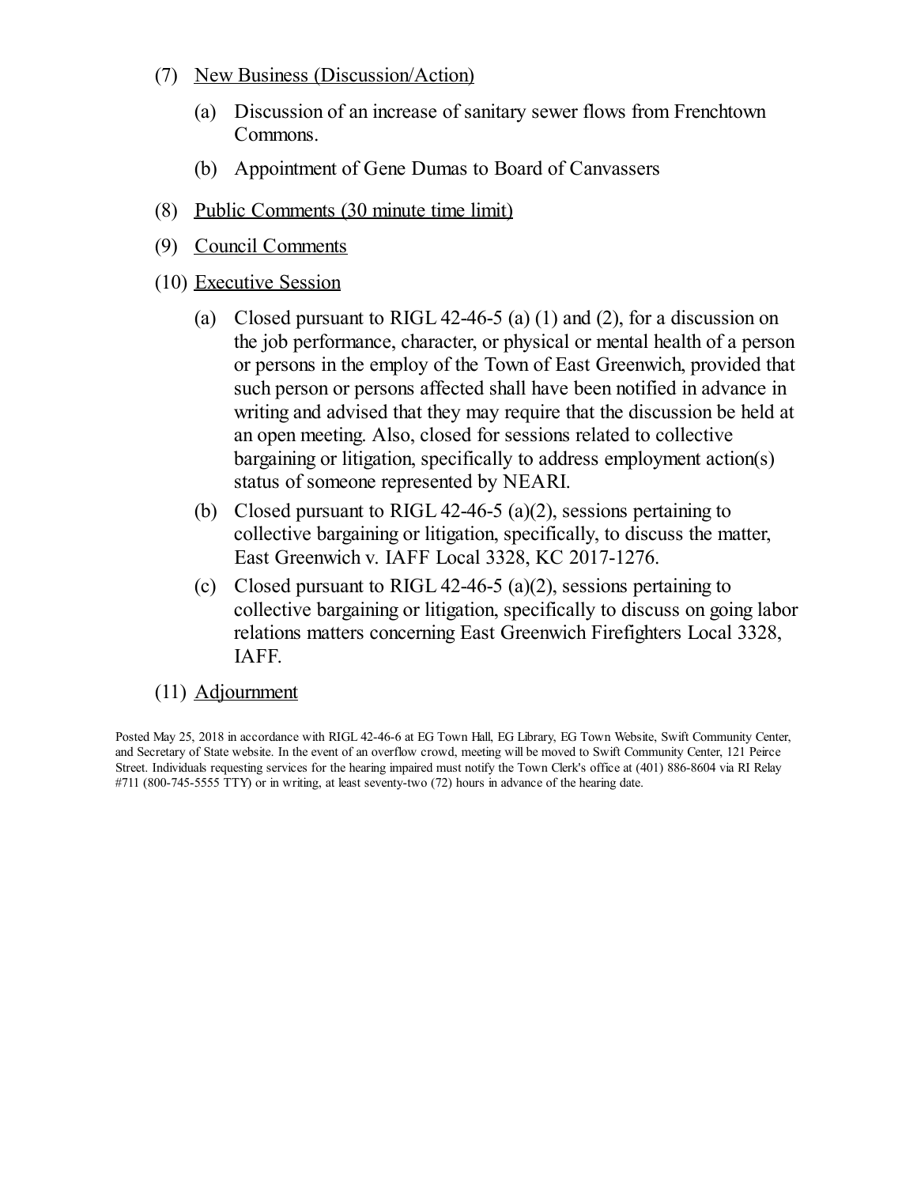(7) New Business (Discussion/Action)

(a) Discussion of an increase of sanitary sewer flows from Frenchtown Commons.

(b) Appointment of Gene Dumas to Board of Canvassers

(8) Public Comments (30 minute time limit)

(9) Council Comments

(10) Executive Session

(a) Closed pursuant to RIGL 42-46-5 (a) (1) and (2), for a discussion on the job performance, character, or physical or mental health of a person or persons in the employ of the Town of East Greenwich, provided that such person or persons affected shall have been notified in advance in writing and advised that they may require that the discussion be held at an open meeting. Also, closed for sessions related to collective bargaining or litigation, specifically to address employment action(s) status of someone represented by NEARI.

(b) Closed pursuant to RIGL 42-46-5 (a)(2), sessions pertaining to collective bargaining or litigation, specifically, to discuss the matter, East Greenwich v. IAFF Local 3328, KC 2017-1276.

(c) Closed pursuant to RIGL 42-46-5 (a)(2), sessions pertaining to collective bargaining or litigation, specifically to discuss on going labor relations matters concerning East Greenwich Firefighters Local 3328, IAFF.

(11) Adjournment

Posted May 25, 2018 in accordance with RIGL 42-46-6 at EG Town Hall, EG Library, EG Town Website, Swift Community Center, and Secretary of State website. In the event of an overflow crowd, meeting will be moved to Swift Community Center, 121 Peirce Street. Individuals requesting services for the hearing impaired must notify the Town Clerk's office at (401) 886-8604 via RI Relay #711 (800-745-5555 TTY) or in writing, at least seventy-two (72) hours in advance of the hearing date.